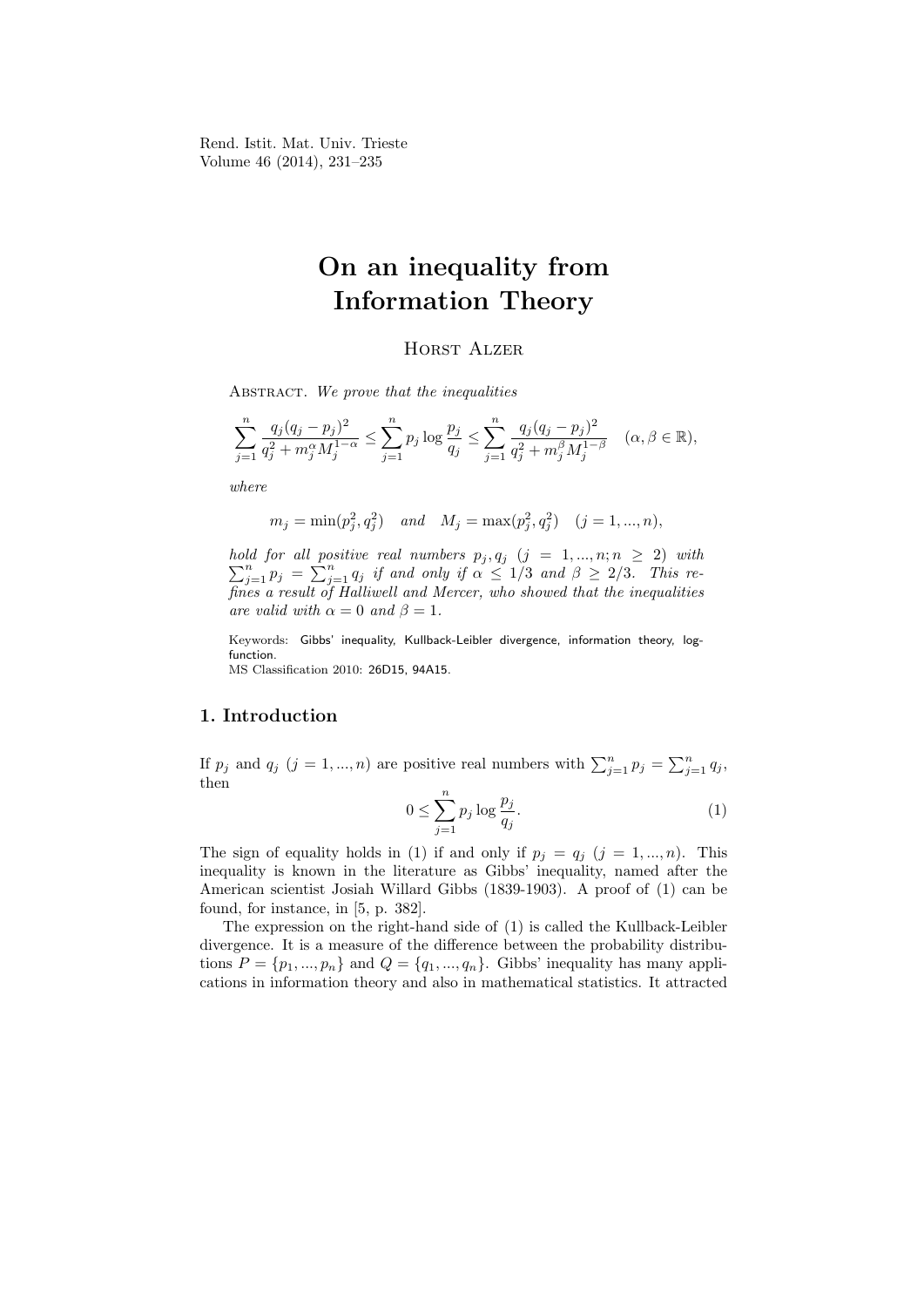Rend. Istit. Mat. Univ. Trieste
Volume 46 (2014), 231–235

# On an inequality from Information Theory

Horst Alzer

Abstract. *We prove that the inequalities*

$$\sum_{j=1}^{n} \frac{q_j(q_j-p_j)^2}{q_j^2+m_j^{\alpha}M_j^{1-\alpha}} \leq \sum_{j=1}^{n} p_j \log \frac{p_j}{q_j} \leq \sum_{j=1}^{n} \frac{q_j(q_j-p_j)^2}{q_j^2+m_j^{\beta}M_j^{1-\beta}} \quad (\alpha, \beta \in \mathbb{R}),$$

*where*

$$m_j = \min(p_j^2, q_j^2) \quad \text{and} \quad M_j = \max(p_j^2, q_j^2) \quad (j = 1, ..., n),$$

*hold for all positive real numbers* $p_j, q_j$ $(j = 1, ..., n; n \geq 2)$ *with* $\sum_{j=1}^{n} p_j = \sum_{j=1}^{n} q_j$ *if and only if* $\alpha \leq 1/3$ *and* $\beta \geq 2/3$. *This refines a result of Halliwell and Mercer, who showed that the inequalities are valid with* $\alpha = 0$ *and* $\beta = 1$.

Keywords: Gibbs' inequality, Kullback-Leibler divergence, information theory, log-function.
MS Classification 2010: 26D15, 94A15.

## 1. Introduction

If $p_j$ and $q_j$ $(j = 1, ..., n)$ are positive real numbers with $\sum_{j=1}^{n} p_j = \sum_{j=1}^{n} q_j$, then

$$0 \leq \sum_{j=1}^{n} p_j \log \frac{p_j}{q_j}. \tag{1}$$

The sign of equality holds in (1) if and only if $p_j = q_j$ $(j = 1, ..., n)$. This inequality is known in the literature as Gibbs' inequality, named after the American scientist Josiah Willard Gibbs (1839-1903). A proof of (1) can be found, for instance, in [5, p. 382].

The expression on the right-hand side of (1) is called the Kullback-Leibler divergence. It is a measure of the difference between the probability distributions $P = \{p_1, ..., p_n\}$ and $Q = \{q_1, ..., q_n\}$. Gibbs' inequality has many applications in information theory and also in mathematical statistics. It attracted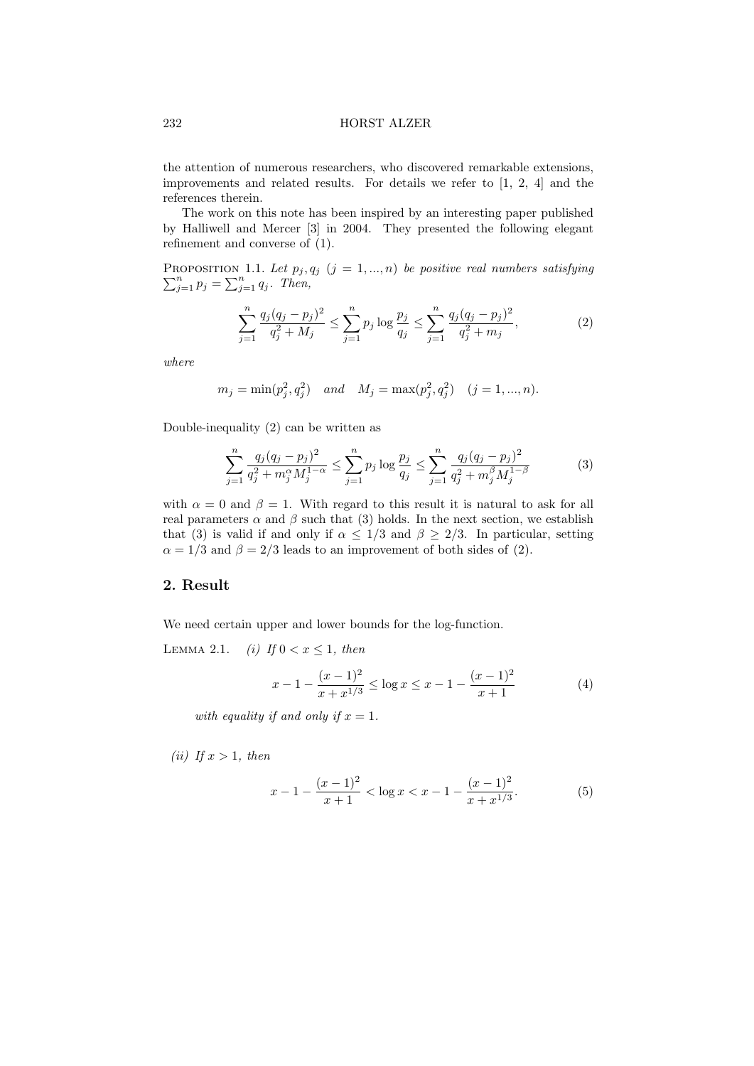the attention of numerous researchers, who discovered remarkable extensions, improvements and related results. For details we refer to [1, 2, 4] and the references therein.

The work on this note has been inspired by an interesting paper published by Halliwell and Mercer [3] in 2004. They presented the following elegant refinement and converse of (1).

Proposition 1.1. *Let $p_j, q_j$ $(j = 1, ..., n)$ be positive real numbers satisfying $\sum_{j=1}^n p_j = \sum_{j=1}^n q_j$. Then,*

$$\sum_{j=1}^n \frac{q_j(q_j - p_j)^2}{q_j^2 + M_j} \le \sum_{j=1}^n p_j \log \frac{p_j}{q_j} \le \sum_{j=1}^n \frac{q_j(q_j - p_j)^2}{q_j^2 + m_j}, \tag{2}$$

*where*

$$m_j = \min(p_j^2, q_j^2) \quad and \quad M_j = \max(p_j^2, q_j^2) \quad (j = 1, ..., n).$$

Double-inequality (2) can be written as

$$\sum_{j=1}^n \frac{q_j(q_j - p_j)^2}{q_j^2 + m_j^\alpha M_j^{1-\alpha}} \le \sum_{j=1}^n p_j \log \frac{p_j}{q_j} \le \sum_{j=1}^n \frac{q_j(q_j - p_j)^2}{q_j^2 + m_j^\beta M_j^{1-\beta}} \tag{3}$$

with $\alpha = 0$ and $\beta = 1$. With regard to this result it is natural to ask for all real parameters $\alpha$ and $\beta$ such that (3) holds. In the next section, we establish that (3) is valid if and only if $\alpha \le 1/3$ and $\beta \ge 2/3$. In particular, setting $\alpha = 1/3$ and $\beta = 2/3$ leads to an improvement of both sides of (2).

## 2. Result

We need certain upper and lower bounds for the log-function.

Lemma 2.1. *(i) If $0 < x \le 1$, then*

$$x - 1 - \frac{(x-1)^2}{x + x^{1/3}} \le \log x \le x - 1 - \frac{(x-1)^2}{x+1} \tag{4}$$

*with equality if and only if $x = 1$.*

*(ii) If $x > 1$, then*

$$x - 1 - \frac{(x-1)^2}{x+1} < \log x < x - 1 - \frac{(x-1)^2}{x + x^{1/3}}. \tag{5}$$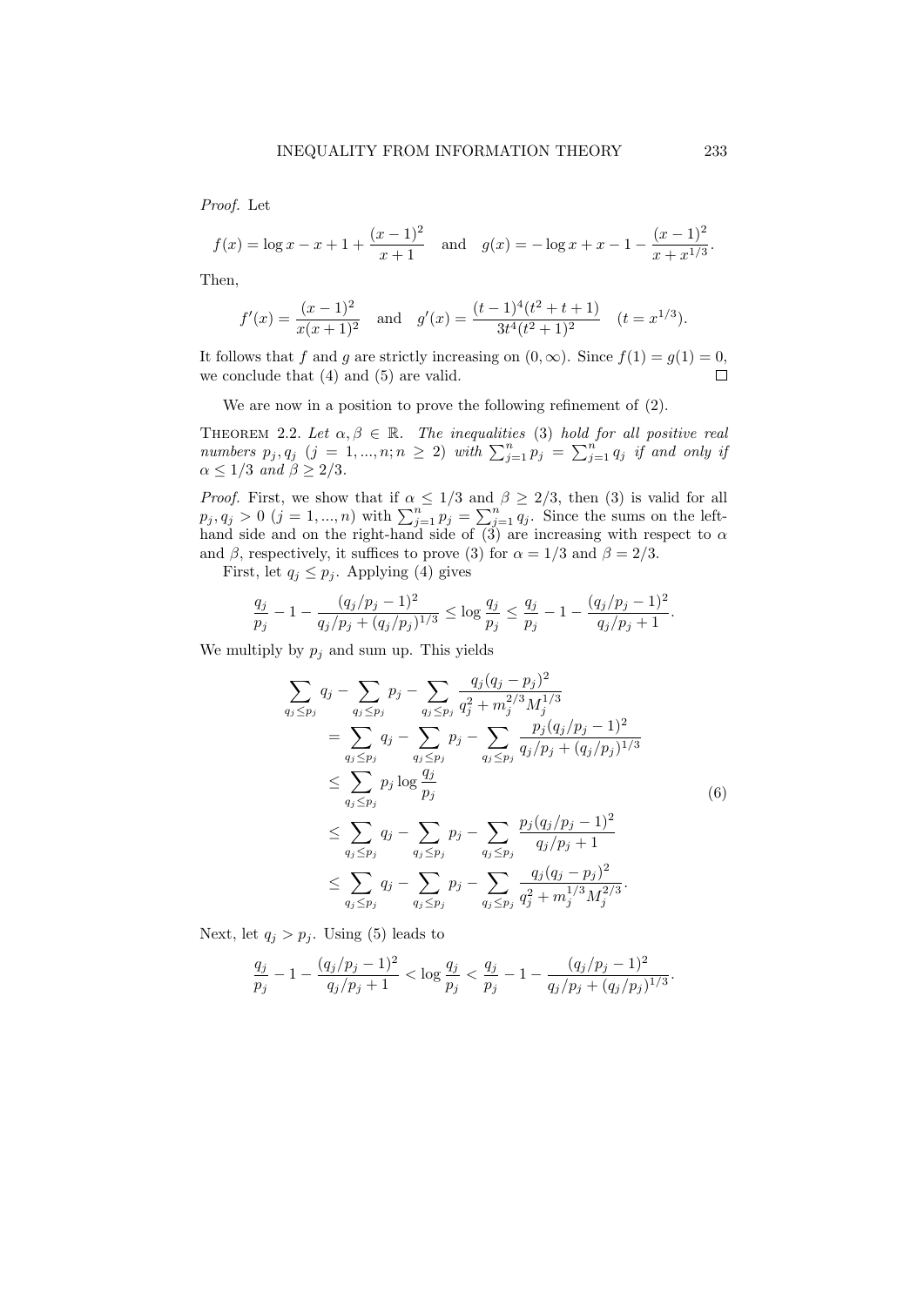*Proof.* Let

$$f(x) = \log x - x + 1 + \frac{(x-1)^2}{x+1} \quad \text{and} \quad g(x) = -\log x + x - 1 - \frac{(x-1)^2}{x + x^{1/3}}.$$

Then,

$$f'(x) = \frac{(x-1)^2}{x(x+1)^2} \quad \text{and} \quad g'(x) = \frac{(t-1)^4(t^2+t+1)}{3t^4(t^2+1)^2} \quad (t = x^{1/3}).$$

It follows that $f$ and $g$ are strictly increasing on $(0, \infty)$. Since $f(1) = g(1) = 0$, we conclude that (4) and (5) are valid. $\square$

We are now in a position to prove the following refinement of (2).

THEOREM 2.2. *Let $\alpha, \beta \in \mathbb{R}$. The inequalities* (3) *hold for all positive real numbers $p_j, q_j$ $(j = 1, ..., n; n \geq 2)$ with $\sum_{j=1}^n p_j = \sum_{j=1}^n q_j$ if and only if $\alpha \leq 1/3$ and $\beta \geq 2/3$.*

*Proof.* First, we show that if $\alpha \leq 1/3$ and $\beta \geq 2/3$, then (3) is valid for all $p_j, q_j > 0$ $(j = 1, ..., n)$ with $\sum_{j=1}^n p_j = \sum_{j=1}^n q_j$. Since the sums on the left-hand side and on the right-hand side of (3) are increasing with respect to $\alpha$ and $\beta$, respectively, it suffices to prove (3) for $\alpha = 1/3$ and $\beta = 2/3$.

First, let $q_j \leq p_j$. Applying (4) gives

$$\frac{q_j}{p_j} - 1 - \frac{(q_j/p_j - 1)^2}{q_j/p_j + (q_j/p_j)^{1/3}} \leq \log \frac{q_j}{p_j} \leq \frac{q_j}{p_j} - 1 - \frac{(q_j/p_j - 1)^2}{q_j/p_j + 1}.$$

We multiply by $p_j$ and sum up. This yields

$$\begin{aligned}
\sum_{q_j \leq p_j} q_j - \sum_{q_j \leq p_j} p_j - \sum_{q_j \leq p_j} \frac{q_j(q_j - p_j)^2}{q_j^2 + m_j^{2/3} M_j^{1/3}} \\
= \sum_{q_j \leq p_j} q_j - \sum_{q_j \leq p_j} p_j - \sum_{q_j \leq p_j} \frac{p_j(q_j/p_j - 1)^2}{q_j/p_j + (q_j/p_j)^{1/3}} \\
\leq \sum_{q_j \leq p_j} p_j \log \frac{q_j}{p_j} \\
\leq \sum_{q_j \leq p_j} q_j - \sum_{q_j \leq p_j} p_j - \sum_{q_j \leq p_j} \frac{p_j(q_j/p_j - 1)^2}{q_j/p_j + 1} \\
\leq \sum_{q_j \leq p_j} q_j - \sum_{q_j \leq p_j} p_j - \sum_{q_j \leq p_j} \frac{q_j(q_j - p_j)^2}{q_j^2 + m_j^{1/3} M_j^{2/3}}.
\end{aligned} \tag{6}$$

Next, let $q_j > p_j$. Using (5) leads to

$$\frac{q_j}{p_j} - 1 - \frac{(q_j/p_j - 1)^2}{q_j/p_j + 1} < \log \frac{q_j}{p_j} < \frac{q_j}{p_j} - 1 - \frac{(q_j/p_j - 1)^2}{q_j/p_j + (q_j/p_j)^{1/3}}.$$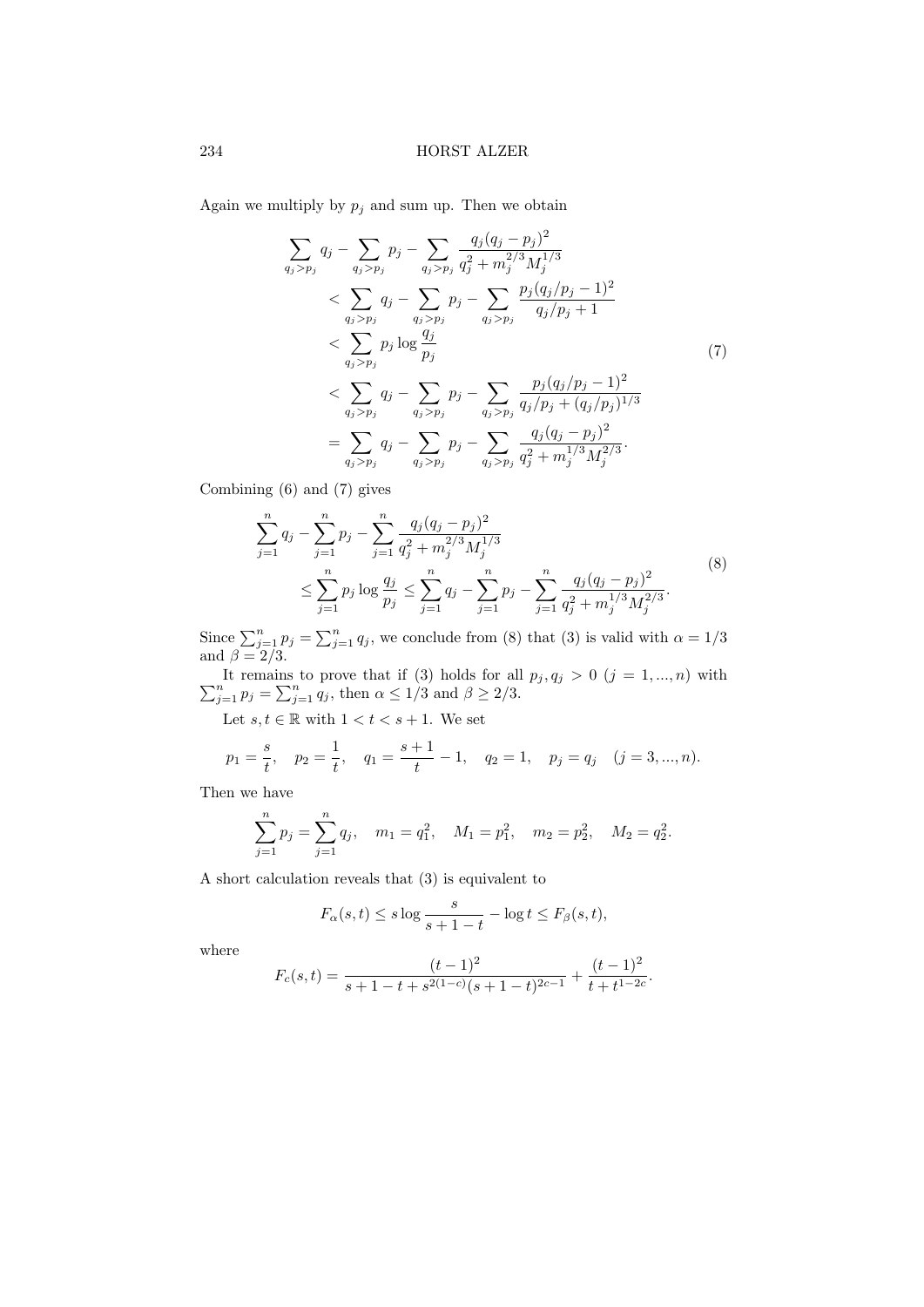Again we multiply by $p_j$ and sum up. Then we obtain

$$
\begin{aligned}
\sum_{q_j > p_j} q_j - \sum_{q_j > p_j} p_j - \sum_{q_j > p_j} \frac{q_j(q_j - p_j)^2}{q_j^2 + m_j^{2/3} M_j^{1/3}}
&< \sum_{q_j > p_j} q_j - \sum_{q_j > p_j} p_j - \sum_{q_j > p_j} \frac{p_j(q_j/p_j - 1)^2}{q_j/p_j + 1} \\
&< \sum_{q_j > p_j} p_j \log \frac{q_j}{p_j} \\
&< \sum_{q_j > p_j} q_j - \sum_{q_j > p_j} p_j - \sum_{q_j > p_j} \frac{p_j(q_j/p_j - 1)^2}{q_j/p_j + (q_j/p_j)^{1/3}} \\
&= \sum_{q_j > p_j} q_j - \sum_{q_j > p_j} p_j - \sum_{q_j > p_j} \frac{q_j(q_j - p_j)^2}{q_j^2 + m_j^{1/3} M_j^{2/3}}.
\end{aligned} \tag{7}
$$

Combining (6) and (7) gives

$$
\begin{aligned}
\sum_{j=1}^{n} q_j - \sum_{j=1}^{n} p_j - \sum_{j=1}^{n} \frac{q_j(q_j - p_j)^2}{q_j^2 + m_j^{2/3} M_j^{1/3}}
&\le \sum_{j=1}^{n} p_j \log \frac{q_j}{p_j} \le \sum_{j=1}^{n} q_j - \sum_{j=1}^{n} p_j - \sum_{j=1}^{n} \frac{q_j(q_j - p_j)^2}{q_j^2 + m_j^{1/3} M_j^{2/3}}.
\end{aligned} \tag{8}
$$

Since $\sum_{j=1}^{n} p_j = \sum_{j=1}^{n} q_j$, we conclude from (8) that (3) is valid with $\alpha = 1/3$ and $\beta = 2/3$.

It remains to prove that if (3) holds for all $p_j, q_j > 0$ $(j = 1, ..., n)$ with $\sum_{j=1}^{n} p_j = \sum_{j=1}^{n} q_j$, then $\alpha \le 1/3$ and $\beta \ge 2/3$.

Let $s, t \in \mathbb{R}$ with $1 < t < s + 1$. We set

$$
p_1 = \frac{s}{t}, \quad p_2 = \frac{1}{t}, \quad q_1 = \frac{s+1}{t} - 1, \quad q_2 = 1, \quad p_j = q_j \quad (j = 3, ..., n).
$$

Then we have

$$
\sum_{j=1}^{n} p_j = \sum_{j=1}^{n} q_j, \quad m_1 = q_1^2, \quad M_1 = p_1^2, \quad m_2 = p_2^2, \quad M_2 = q_2^2.
$$

A short calculation reveals that (3) is equivalent to

$$
F_{\alpha}(s, t) \le s \log \frac{s}{s + 1 - t} - \log t \le F_{\beta}(s, t),
$$

where

$$
F_c(s, t) = \frac{(t-1)^2}{s + 1 - t + s^{2(1-c)}(s + 1 - t)^{2c-1}} + \frac{(t-1)^2}{t + t^{1-2c}}.
$$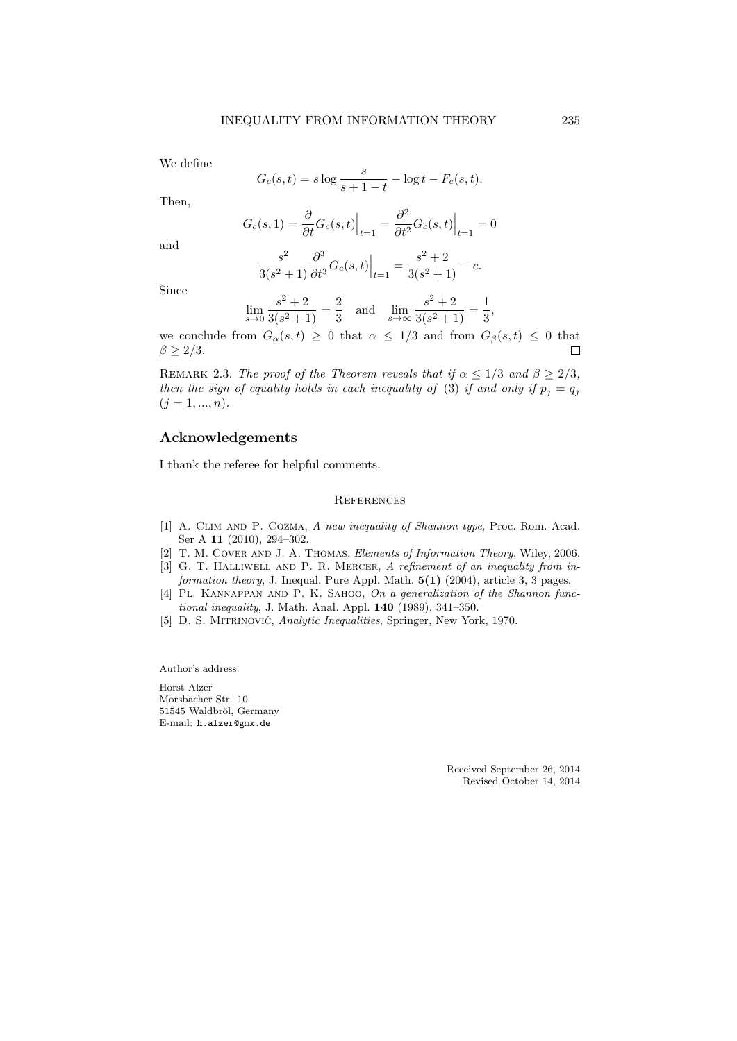We define

$$G_c(s,t) = s \log \frac{s}{s+1-t} - \log t - F_c(s,t).$$

Then,

$$G_c(s,1) = \frac{\partial}{\partial t} G_c(s,t)\Big|_{t=1} = \frac{\partial^2}{\partial t^2} G_c(s,t)\Big|_{t=1} = 0$$

and

$$\frac{s^2}{3(s^2+1)} \frac{\partial^3}{\partial t^3} G_c(s,t)\Big|_{t=1} = \frac{s^2+2}{3(s^2+1)} - c.$$

Since

$$\lim_{s \to 0} \frac{s^2+2}{3(s^2+1)} = \frac{2}{3} \quad \text{and} \quad \lim_{s \to \infty} \frac{s^2+2}{3(s^2+1)} = \frac{1}{3},$$

we conclude from $G_\alpha(s,t) \geq 0$ that $\alpha \leq 1/3$ and from $G_\beta(s,t) \leq 0$ that $\beta \geq 2/3$. □

REMARK 2.3. *The proof of the Theorem reveals that if $\alpha \leq 1/3$ and $\beta \geq 2/3$, then the sign of equality holds in each inequality of* (3) *if and only if $p_j = q_j$ $(j = 1, ..., n)$.*

## Acknowledgements

I thank the referee for helpful comments.

### References

[1] A. Clim and P. Cozma, *A new inequality of Shannon type*, Proc. Rom. Acad. Ser A **11** (2010), 294–302.

[2] T. M. Cover and J. A. Thomas, *Elements of Information Theory*, Wiley, 2006.

[3] G. T. Halliwell and P. R. Mercer, *A refinement of an inequality from information theory*, J. Inequal. Pure Appl. Math. **5(1)** (2004), article 3, 3 pages.

[4] Pl. Kannappan and P. K. Sahoo, *On a generalization of the Shannon functional inequality*, J. Math. Anal. Appl. **140** (1989), 341–350.

[5] D. S. Mitrinović, *Analytic Inequalities*, Springer, New York, 1970.

Author's address:

Horst Alzer
Morsbacher Str. 10
51545 Waldbröl, Germany
E-mail: h.alzer@gmx.de

Received September 26, 2014
Revised October 14, 2014